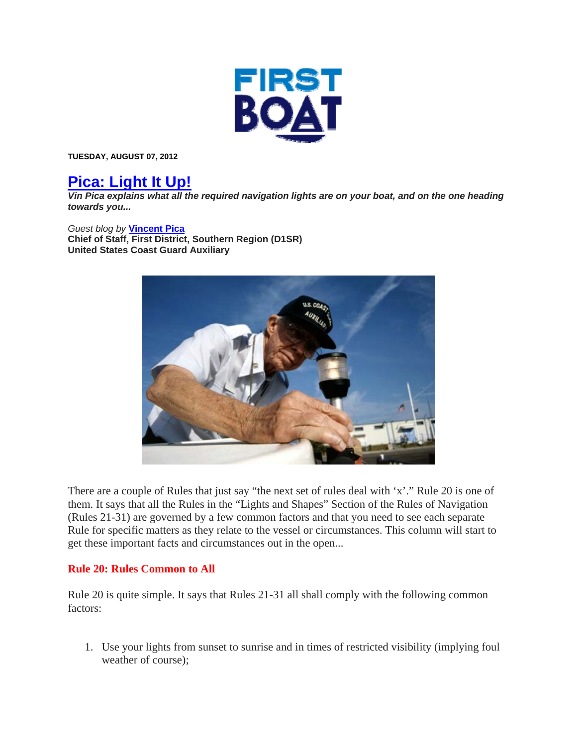FIRST BOAT

**TUESDAY, AUGUST 07, 2012**

# Pica: Light It Up!

***Vin Pica explains what all the required navigation lights are on your boat, and on the one heading towards you...***

*Guest blog by* **Vincent Pica**
**Chief of Staff, First District, Southern Region (D1SR)**
**United States Coast Guard Auxiliary**

There are a couple of Rules that just say "the next set of rules deal with 'x'." Rule 20 is one of them. It says that all the Rules in the "Lights and Shapes" Section of the Rules of Navigation (Rules 21-31) are governed by a few common factors and that you need to see each separate Rule for specific matters as they relate to the vessel or circumstances. This column will start to get these important facts and circumstances out in the open...

## Rule 20: Rules Common to All

Rule 20 is quite simple. It says that Rules 21-31 all shall comply with the following common factors:

1. Use your lights from sunset to sunrise and in times of restricted visibility (implying foul weather of course);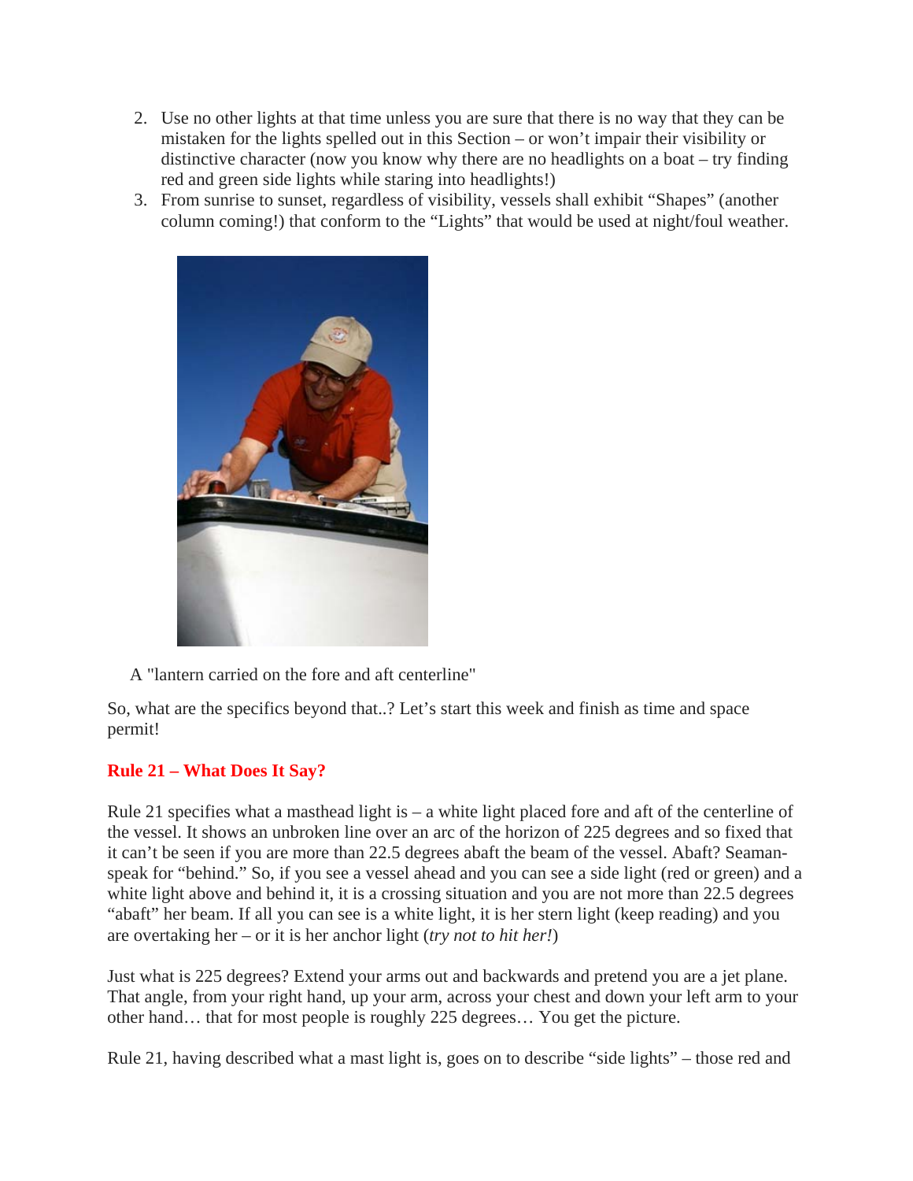2. Use no other lights at that time unless you are sure that there is no way that they can be mistaken for the lights spelled out in this Section – or won't impair their visibility or distinctive character (now you know why there are no headlights on a boat – try finding red and green side lights while staring into headlights!)
3. From sunrise to sunset, regardless of visibility, vessels shall exhibit "Shapes" (another column coming!) that conform to the "Lights" that would be used at night/foul weather.

A "lantern carried on the fore and aft centerline"

So, what are the specifics beyond that..? Let's start this week and finish as time and space permit!

### Rule 21 – What Does It Say?

Rule 21 specifies what a masthead light is – a white light placed fore and aft of the centerline of the vessel. It shows an unbroken line over an arc of the horizon of 225 degrees and so fixed that it can't be seen if you are more than 22.5 degrees abaft the beam of the vessel. Abaft? Seaman-speak for "behind." So, if you see a vessel ahead and you can see a side light (red or green) and a white light above and behind it, it is a crossing situation and you are not more than 22.5 degrees "abaft" her beam. If all you can see is a white light, it is her stern light (keep reading) and you are overtaking her – or it is her anchor light (*try not to hit her!*)

Just what is 225 degrees? Extend your arms out and backwards and pretend you are a jet plane. That angle, from your right hand, up your arm, across your chest and down your left arm to your other hand… that for most people is roughly 225 degrees… You get the picture.

Rule 21, having described what a mast light is, goes on to describe "side lights" – those red and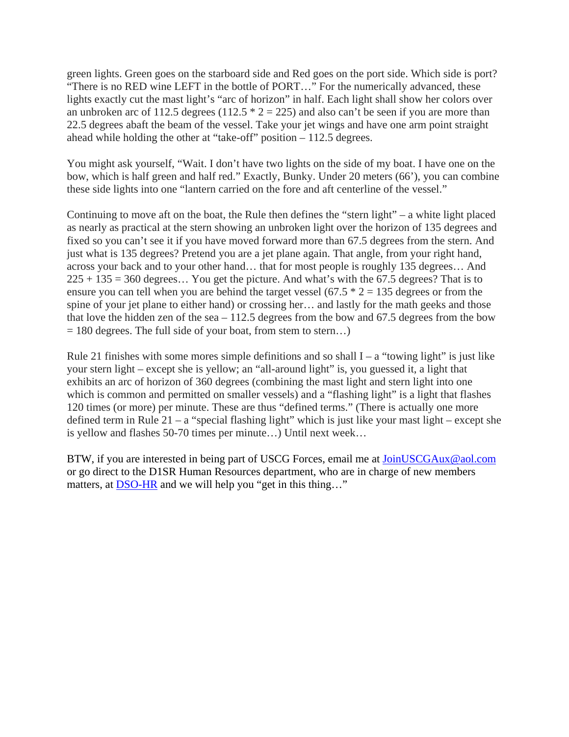green lights. Green goes on the starboard side and Red goes on the port side. Which side is port? "There is no RED wine LEFT in the bottle of PORT…" For the numerically advanced, these lights exactly cut the mast light's "arc of horizon" in half. Each light shall show her colors over an unbroken arc of 112.5 degrees (112.5 * 2 = 225) and also can't be seen if you are more than 22.5 degrees abaft the beam of the vessel. Take your jet wings and have one arm point straight ahead while holding the other at "take-off" position – 112.5 degrees.

You might ask yourself, "Wait. I don't have two lights on the side of my boat. I have one on the bow, which is half green and half red." Exactly, Bunky. Under 20 meters (66'), you can combine these side lights into one "lantern carried on the fore and aft centerline of the vessel."

Continuing to move aft on the boat, the Rule then defines the "stern light" – a white light placed as nearly as practical at the stern showing an unbroken light over the horizon of 135 degrees and fixed so you can't see it if you have moved forward more than 67.5 degrees from the stern. And just what is 135 degrees? Pretend you are a jet plane again. That angle, from your right hand, across your back and to your other hand… that for most people is roughly 135 degrees… And 225 + 135 = 360 degrees… You get the picture. And what's with the 67.5 degrees? That is to ensure you can tell when you are behind the target vessel (67.5 * 2 = 135 degrees or from the spine of your jet plane to either hand) or crossing her… and lastly for the math geeks and those that love the hidden zen of the sea – 112.5 degrees from the bow and 67.5 degrees from the bow = 180 degrees. The full side of your boat, from stem to stern…)

Rule 21 finishes with some mores simple definitions and so shall I – a "towing light" is just like your stern light – except she is yellow; an "all-around light" is, you guessed it, a light that exhibits an arc of horizon of 360 degrees (combining the mast light and stern light into one which is common and permitted on smaller vessels) and a "flashing light" is a light that flashes 120 times (or more) per minute. These are thus "defined terms." (There is actually one more defined term in Rule 21 – a "special flashing light" which is just like your mast light – except she is yellow and flashes 50-70 times per minute…) Until next week…

BTW, if you are interested in being part of USCG Forces, email me at [JoinUSCGAux@aol.com](mailto:JoinUSCGAux@aol.com) or go direct to the D1SR Human Resources department, who are in charge of new members matters, at [DSO-HR]() and we will help you "get in this thing…"